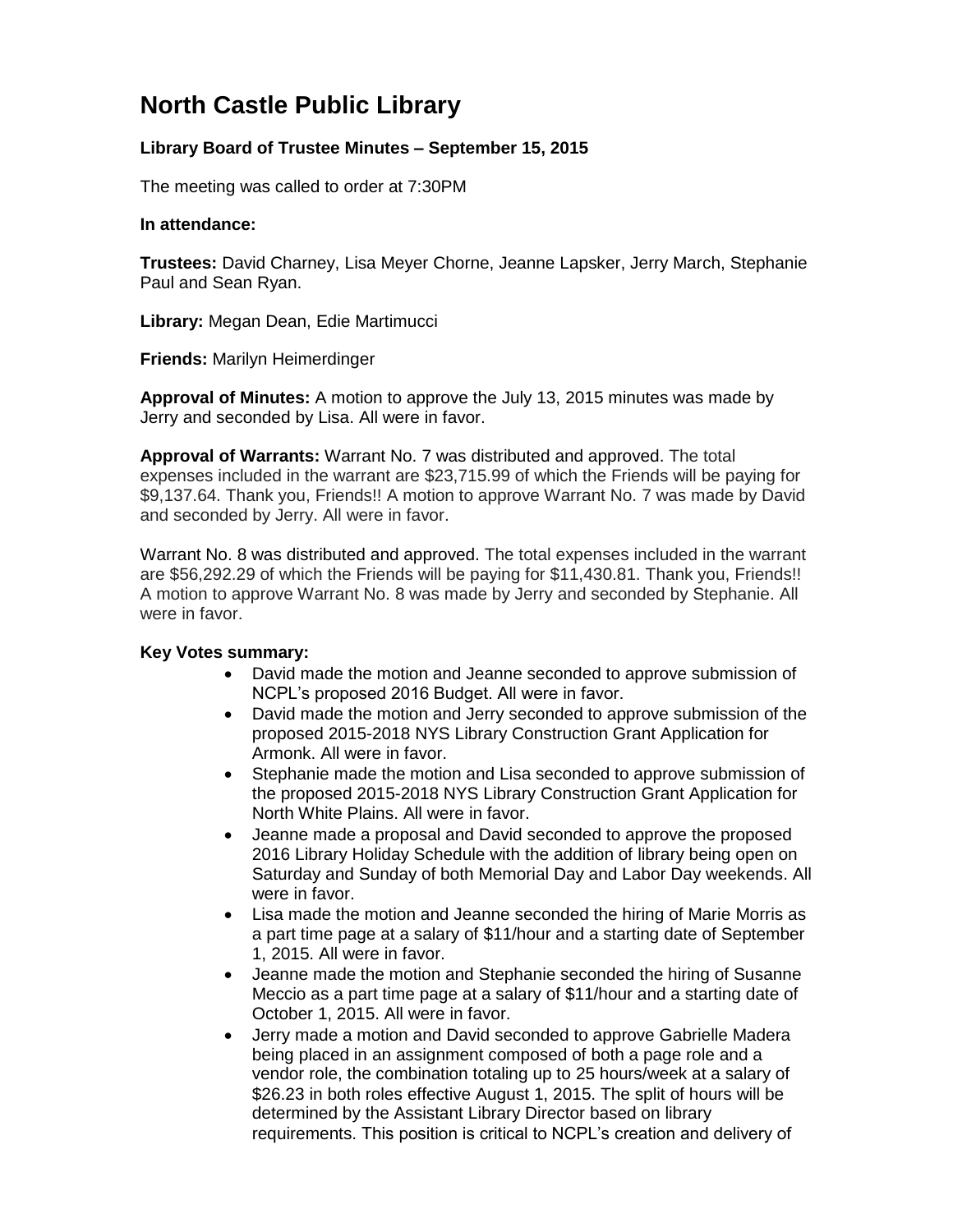# North Castle Public Library

### Library Board of Trustee Minutes – September 15, 2015

The meeting was called to order at 7:30PM

**In attendance:**

**Trustees:** David Charney, Lisa Meyer Chorne, Jeanne Lapsker, Jerry March, Stephanie Paul and Sean Ryan.

**Library:** Megan Dean, Edie Martimucci

**Friends:** Marilyn Heimerdinger

**Approval of Minutes:** A motion to approve the July 13, 2015 minutes was made by Jerry and seconded by Lisa. All were in favor.

**Approval of Warrants:** Warrant No. 7 was distributed and approved. The total expenses included in the warrant are $23,715.99 of which the Friends will be paying for $9,137.64. Thank you, Friends!! A motion to approve Warrant No. 7 was made by David and seconded by Jerry. All were in favor.

Warrant No. 8 was distributed and approved. The total expenses included in the warrant are $56,292.29 of which the Friends will be paying for $11,430.81. Thank you, Friends!! A motion to approve Warrant No. 8 was made by Jerry and seconded by Stephanie. All were in favor.

**Key Votes summary:**

- David made the motion and Jeanne seconded to approve submission of NCPL's proposed 2016 Budget. All were in favor.
- David made the motion and Jerry seconded to approve submission of the proposed 2015-2018 NYS Library Construction Grant Application for Armonk. All were in favor.
- Stephanie made the motion and Lisa seconded to approve submission of the proposed 2015-2018 NYS Library Construction Grant Application for North White Plains. All were in favor.
- Jeanne made a proposal and David seconded to approve the proposed 2016 Library Holiday Schedule with the addition of library being open on Saturday and Sunday of both Memorial Day and Labor Day weekends. All were in favor.
- Lisa made the motion and Jeanne seconded the hiring of Marie Morris as a part time page at a salary of $11/hour and a starting date of September 1, 2015. All were in favor.
- Jeanne made the motion and Stephanie seconded the hiring of Susanne Meccio as a part time page at a salary of $11/hour and a starting date of October 1, 2015. All were in favor.
- Jerry made a motion and David seconded to approve Gabrielle Madera being placed in an assignment composed of both a page role and a vendor role, the combination totaling up to 25 hours/week at a salary of $26.23 in both roles effective August 1, 2015. The split of hours will be determined by the Assistant Library Director based on library requirements. This position is critical to NCPL's creation and delivery of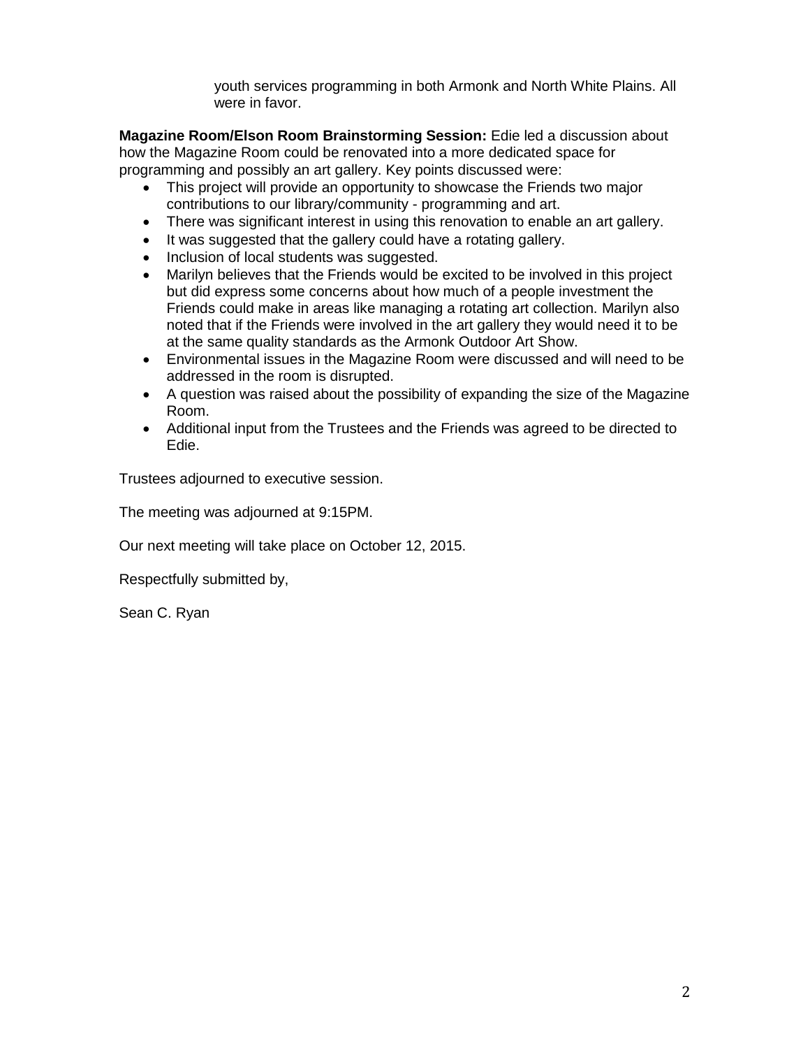youth services programming in both Armonk and North White Plains. All were in favor.

**Magazine Room/Elson Room Brainstorming Session:** Edie led a discussion about how the Magazine Room could be renovated into a more dedicated space for programming and possibly an art gallery. Key points discussed were:

- This project will provide an opportunity to showcase the Friends two major contributions to our library/community - programming and art.
- There was significant interest in using this renovation to enable an art gallery.
- It was suggested that the gallery could have a rotating gallery.
- Inclusion of local students was suggested.
- Marilyn believes that the Friends would be excited to be involved in this project but did express some concerns about how much of a people investment the Friends could make in areas like managing a rotating art collection. Marilyn also noted that if the Friends were involved in the art gallery they would need it to be at the same quality standards as the Armonk Outdoor Art Show.
- Environmental issues in the Magazine Room were discussed and will need to be addressed in the room is disrupted.
- A question was raised about the possibility of expanding the size of the Magazine Room.
- Additional input from the Trustees and the Friends was agreed to be directed to Edie.

Trustees adjourned to executive session.

The meeting was adjourned at 9:15PM.

Our next meeting will take place on October 12, 2015.

Respectfully submitted by,

Sean C. Ryan